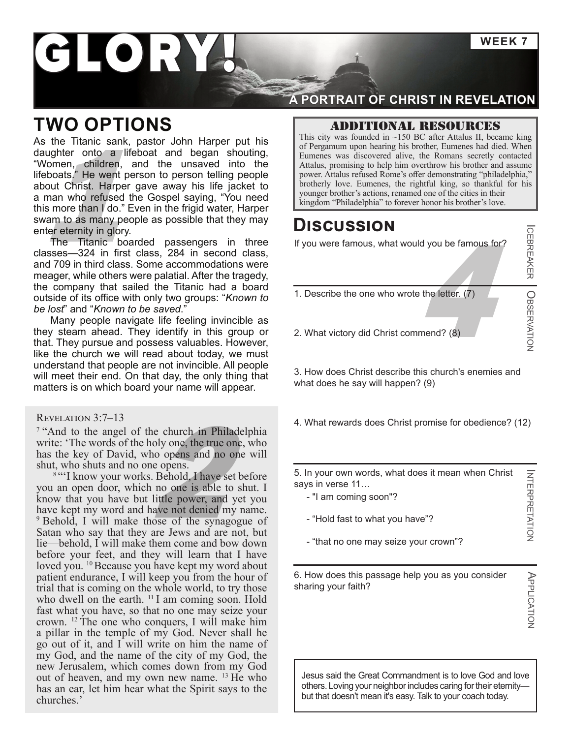# GLORY!

**WEEK 7**

**A PORTRAIT OF CHRIST IN REVELATION**

## TWO OPTIONS

As the Titanic sank, pastor John Harper put his daughter onto a lifeboat and began shouting, "Women, children, and the unsaved into the lifeboats." He went person to person telling people about Christ. Harper gave away his life jacket to a man who refused the Gospel saying, "You need this more than I do." Even in the frigid water, Harper swam to as many people as possible that they may enter eternity in glory.

The Titanic boarded passengers in three classes—324 in first class, 284 in second class, and 709 in third class. Some accommodations were meager, while others were palatial. After the tragedy, the company that sailed the Titanic had a board outside of its office with only two groups: "*Known to be lost*" and "*Known to be saved*."

Many people navigate life feeling invincible as they steam ahead. They identify in this group or that. They pursue and possess valuables. However, like the church we will read about today, we must understand that people are not invincible. All people will meet their end. On that day, the only thing that matters is on which board your name will appear.

Revelation 3:7–13

[7] "And to the angel of the church in Philadelphia write: 'The words of the holy one, the true one, who has the key of David, who opens and no one will shut, who shuts and no one opens.

[8] "'I know your works. Behold, I have set before you an open door, which no one is able to shut. I know that you have but little power, and yet you have kept my word and have not denied my name. [9] Behold, I will make those of the synagogue of Satan who say that they are Jews and are not, but lie—behold, I will make them come and bow down before your feet, and they will learn that I have loved you. [10] Because you have kept my word about patient endurance, I will keep you from the hour of trial that is coming on the whole world, to try those who dwell on the earth. [11] I am coming soon. Hold fast what you have, so that no one may seize your crown. [12] The one who conquers, I will make him a pillar in the temple of my God. Never shall he go out of it, and I will write on him the name of my God, and the name of the city of my God, the new Jerusalem, which comes down from my God out of heaven, and my own new name. [13] He who has an ear, let him hear what the Spirit says to the churches.'

### ADDITIONAL RESOURCES

This city was founded in ~150 BC after Attalus II, became king of Pergamum upon hearing his brother, Eumenes had died. When Eumenes was discovered alive, the Romans secretly contacted Attalus, promising to help him overthrow his brother and assume power. Attalus refused Rome's offer demonstrating "philadelphia," brotherly love. Eumenes, the rightful king, so thankful for his younger brother's actions, renamed one of the cities in their kingdom "Philadelphia" to forever honor his brother's love.

## DISCUSSION

**Icebreaker**

If you were famous, what would you be famous for?

**Observation**

1. Describe the one who wrote the letter. (7)

2. What victory did Christ commend? (8)

3. How does Christ describe this church's enemies and what does he say will happen? (9)

4. What rewards does Christ promise for obedience? (12)

**Interpretation**

5. In your own words, what does it mean when Christ says in verse 11…

- "I am coming soon"?
- "Hold fast to what you have"?
- "that no one may seize your crown"?

**Application**

6. How does this passage help you as you consider sharing your faith?

Jesus said the Great Commandment is to love God and love others. Loving your neighbor includes caring for their eternity—but that doesn't mean it's easy. Talk to your coach today.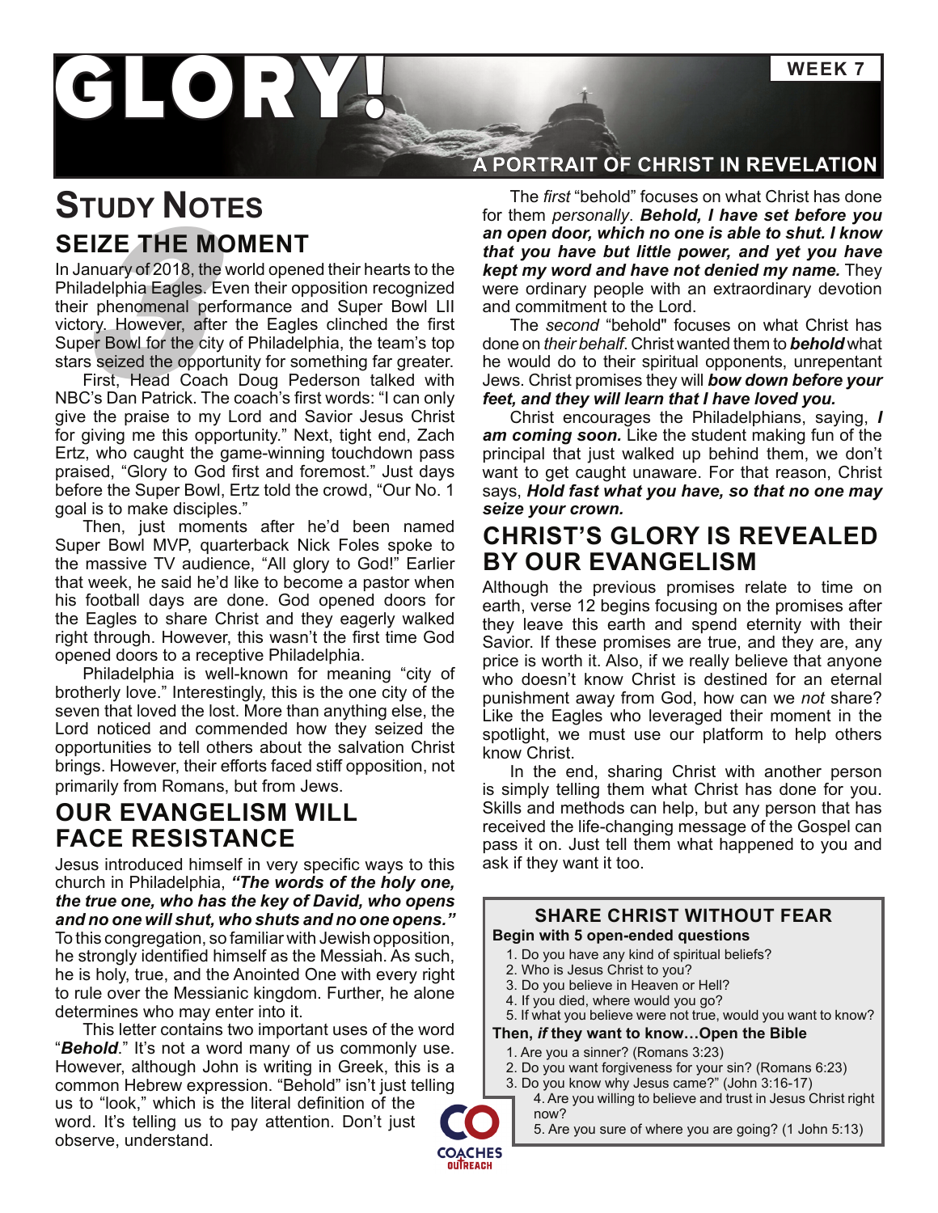# GLORY!

WEEK 7

A PORTRAIT OF CHRIST IN REVELATION

## Study Notes

### SEIZE THE MOMENT

In January of 2018, the world opened their hearts to the Philadelphia Eagles. Even their opposition recognized their phenomenal performance and Super Bowl LII victory. However, after the Eagles clinched the first Super Bowl for the city of Philadelphia, the team's top stars seized the opportunity for something far greater.

First, Head Coach Doug Pederson talked with NBC's Dan Patrick. The coach's first words: "I can only give the praise to my Lord and Savior Jesus Christ for giving me this opportunity." Next, tight end, Zach Ertz, who caught the game-winning touchdown pass praised, "Glory to God first and foremost." Just days before the Super Bowl, Ertz told the crowd, "Our No. 1 goal is to make disciples."

Then, just moments after he'd been named Super Bowl MVP, quarterback Nick Foles spoke to the massive TV audience, "All glory to God!" Earlier that week, he said he'd like to become a pastor when his football days are done. God opened doors for the Eagles to share Christ and they eagerly walked right through. However, this wasn't the first time God opened doors to a receptive Philadelphia.

Philadelphia is well-known for meaning "city of brotherly love." Interestingly, this is the one city of the seven that loved the lost. More than anything else, the Lord noticed and commended how they seized the opportunities to tell others about the salvation Christ brings. However, their efforts faced stiff opposition, not primarily from Romans, but from Jews.

### OUR EVANGELISM WILL FACE RESISTANCE

Jesus introduced himself in very specific ways to this church in Philadelphia, ***"The words of the holy one, the true one, who has the key of David, who opens and no one will shut, who shuts and no one opens."*** To this congregation, so familiar with Jewish opposition, he strongly identified himself as the Messiah. As such, he is holy, true, and the Anointed One with every right to rule over the Messianic kingdom. Further, he alone determines who may enter into it.

This letter contains two important uses of the word "***Behold***." It's not a word many of us commonly use. However, although John is writing in Greek, this is a common Hebrew expression. "Behold" isn't just telling us to "look," which is the literal definition of the word. It's telling us to pay attention. Don't just observe, understand.

The *first* "behold" focuses on what Christ has done for them *personally*. ***Behold, I have set before you an open door, which no one is able to shut. I know that you have but little power, and yet you have kept my word and have not denied my name.*** They were ordinary people with an extraordinary devotion and commitment to the Lord.

The *second* "behold" focuses on what Christ has done on *their behalf*. Christ wanted them to ***behold*** what he would do to their spiritual opponents, unrepentant Jews. Christ promises they will ***bow down before your feet, and they will learn that I have loved you.***

Christ encourages the Philadelphians, saying, ***I am coming soon.*** Like the student making fun of the principal that just walked up behind them, we don't want to get caught unaware. For that reason, Christ says, ***Hold fast what you have, so that no one may seize your crown.***

### CHRIST'S GLORY IS REVEALED BY OUR EVANGELISM

Although the previous promises relate to time on earth, verse 12 begins focusing on the promises after they leave this earth and spend eternity with their Savior. If these promises are true, and they are, any price is worth it. Also, if we really believe that anyone who doesn't know Christ is destined for an eternal punishment away from God, how can we *not* share? Like the Eagles who leveraged their moment in the spotlight, we must use our platform to help others know Christ.

In the end, sharing Christ with another person is simply telling them what Christ has done for you. Skills and methods can help, but any person that has received the life-changing message of the Gospel can pass it on. Just tell them what happened to you and ask if they want it too.

### SHARE CHRIST WITHOUT FEAR

**Begin with 5 open-ended questions**

1. Do you have any kind of spiritual beliefs?
2. Who is Jesus Christ to you?
3. Do you believe in Heaven or Hell?
4. If you died, where would you go?
5. If what you believe were not true, would you want to know?

**Then, *if* they want to know…Open the Bible**

1. Are you a sinner? (Romans 3:23)
2. Do you want forgiveness for your sin? (Romans 6:23)
3. Do you know why Jesus came?" (John 3:16-17)
4. Are you willing to believe and trust in Jesus Christ right now?
5. Are you sure of where you are going? (1 John 5:13)

COACHES OUTREACH